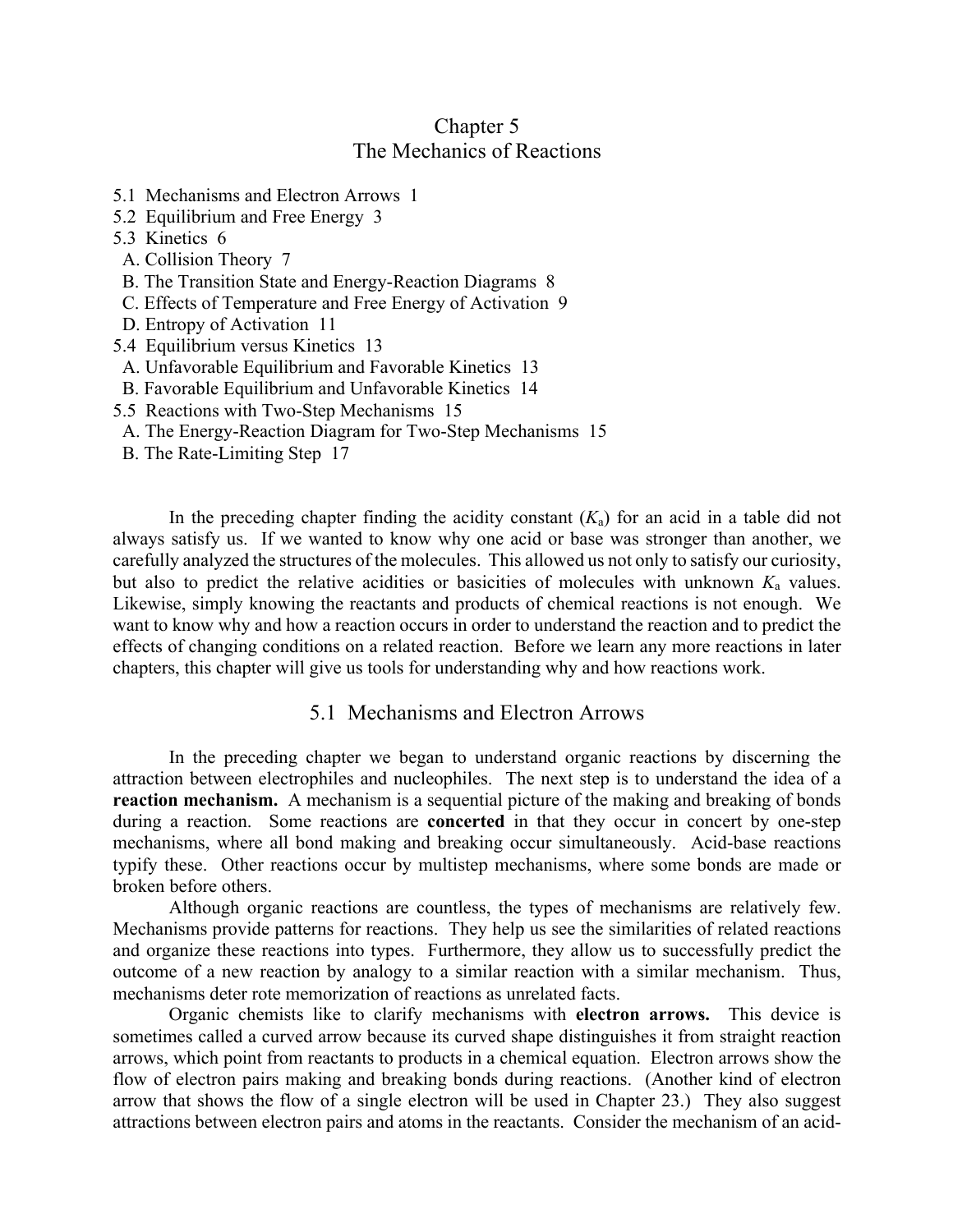# Chapter 5
# The Mechanics of Reactions

5.1 Mechanisms and Electron Arrows 1
5.2 Equilibrium and Free Energy 3
5.3 Kinetics 6
  A. Collision Theory 7
  B. The Transition State and Energy-Reaction Diagrams 8
  C. Effects of Temperature and Free Energy of Activation 9
  D. Entropy of Activation 11
5.4 Equilibrium versus Kinetics 13
  A. Unfavorable Equilibrium and Favorable Kinetics 13
  B. Favorable Equilibrium and Unfavorable Kinetics 14
5.5 Reactions with Two-Step Mechanisms 15
  A. The Energy-Reaction Diagram for Two-Step Mechanisms 15
  B. The Rate-Limiting Step 17

In the preceding chapter finding the acidity constant ($K_a$) for an acid in a table did not always satisfy us. If we wanted to know why one acid or base was stronger than another, we carefully analyzed the structures of the molecules. This allowed us not only to satisfy our curiosity, but also to predict the relative acidities or basicities of molecules with unknown $K_a$ values. Likewise, simply knowing the reactants and products of chemical reactions is not enough. We want to know why and how a reaction occurs in order to understand the reaction and to predict the effects of changing conditions on a related reaction. Before we learn any more reactions in later chapters, this chapter will give us tools for understanding why and how reactions work.

## 5.1 Mechanisms and Electron Arrows

In the preceding chapter we began to understand organic reactions by discerning the attraction between electrophiles and nucleophiles. The next step is to understand the idea of a **reaction mechanism.** A mechanism is a sequential picture of the making and breaking of bonds during a reaction. Some reactions are **concerted** in that they occur in concert by one-step mechanisms, where all bond making and breaking occur simultaneously. Acid-base reactions typify these. Other reactions occur by multistep mechanisms, where some bonds are made or broken before others.

Although organic reactions are countless, the types of mechanisms are relatively few. Mechanisms provide patterns for reactions. They help us see the similarities of related reactions and organize these reactions into types. Furthermore, they allow us to successfully predict the outcome of a new reaction by analogy to a similar reaction with a similar mechanism. Thus, mechanisms deter rote memorization of reactions as unrelated facts.

Organic chemists like to clarify mechanisms with **electron arrows.** This device is sometimes called a curved arrow because its curved shape distinguishes it from straight reaction arrows, which point from reactants to products in a chemical equation. Electron arrows show the flow of electron pairs making and breaking bonds during reactions. (Another kind of electron arrow that shows the flow of a single electron will be used in Chapter 23.) They also suggest attractions between electron pairs and atoms in the reactants. Consider the mechanism of an acid-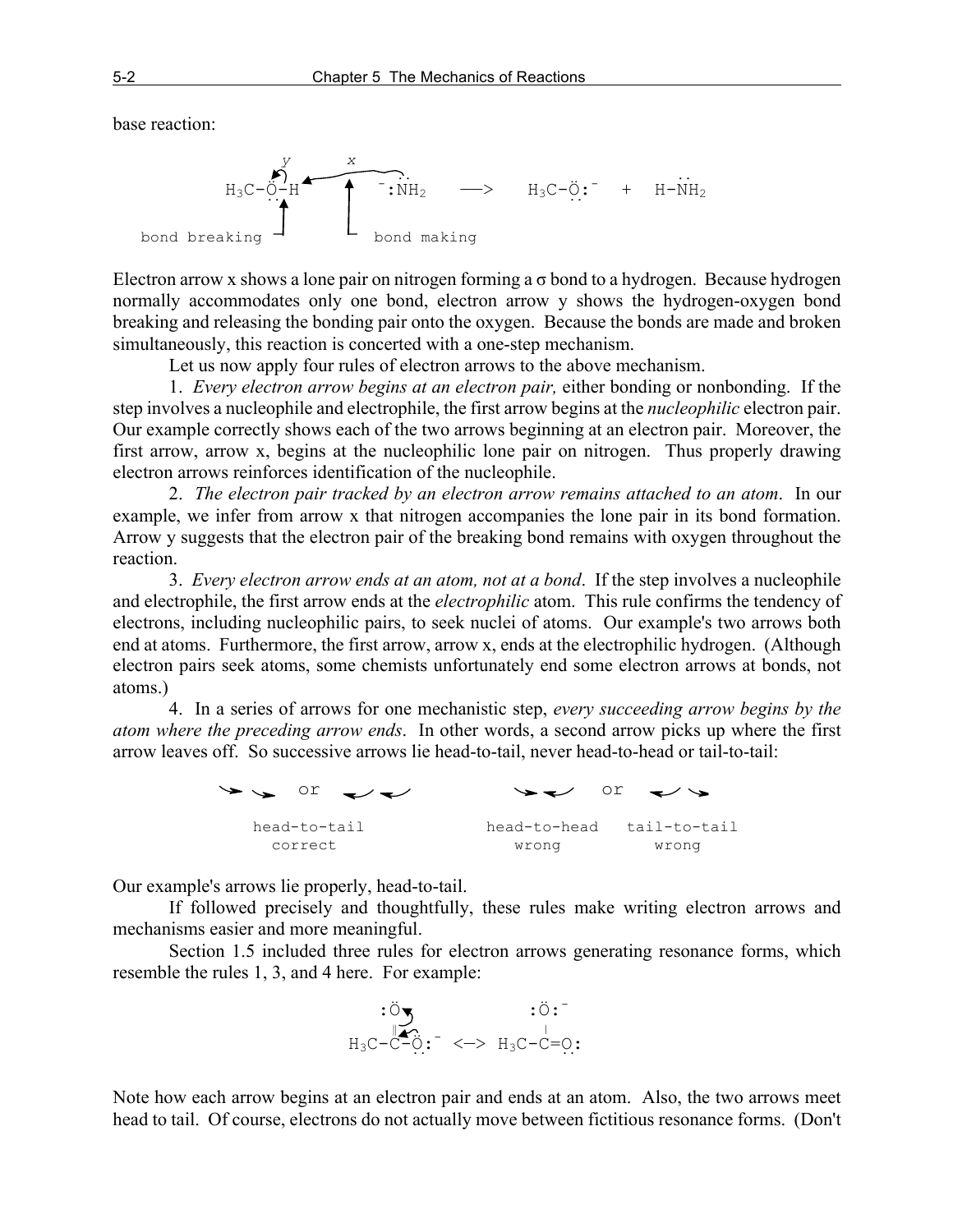base reaction:

```
              y        x
        H3C-Ö-H  ←‿‿‿‿  ⁻:NH2   —>   H3C-Ö:⁻  +  H-NH2
            ↑        ↑
bond breaking        bond making
```

Electron arrow x shows a lone pair on nitrogen forming a σ bond to a hydrogen. Because hydrogen normally accommodates only one bond, electron arrow y shows the hydrogen-oxygen bond breaking and releasing the bonding pair onto the oxygen. Because the bonds are made and broken simultaneously, this reaction is concerted with a one-step mechanism.

Let us now apply four rules of electron arrows to the above mechanism.

1. *Every electron arrow begins at an electron pair,* either bonding or nonbonding. If the step involves a nucleophile and electrophile, the first arrow begins at the *nucleophilic* electron pair. Our example correctly shows each of the two arrows beginning at an electron pair. Moreover, the first arrow, arrow x, begins at the nucleophilic lone pair on nitrogen. Thus properly drawing electron arrows reinforces identification of the nucleophile.

2. *The electron pair tracked by an electron arrow remains attached to an atom*. In our example, we infer from arrow x that nitrogen accompanies the lone pair in its bond formation. Arrow y suggests that the electron pair of the breaking bond remains with oxygen throughout the reaction.

3. *Every electron arrow ends at an atom, not at a bond*. If the step involves a nucleophile and electrophile, the first arrow ends at the *electrophilic* atom. This rule confirms the tendency of electrons, including nucleophilic pairs, to seek nuclei of atoms. Our example's two arrows both end at atoms. Furthermore, the first arrow, arrow x, ends at the electrophilic hydrogen. (Although electron pairs seek atoms, some chemists unfortunately end some electron arrows at bonds, not atoms.)

4. In a series of arrows for one mechanistic step, *every succeeding arrow begins by the atom where the preceding arrow ends*. In other words, a second arrow picks up where the first arrow leaves off. So successive arrows lie head-to-tail, never head-to-head or tail-to-tail:

```
  ↘ ↘  or  ↙ ↙           ↘ ↙   or   ↙ ↘

   head-to-tail          head-to-head   tail-to-tail
     correct                wrong          wrong
```

Our example's arrows lie properly, head-to-tail.

If followed precisely and thoughtfully, these rules make writing electron arrows and mechanisms easier and more meaningful.

Section 1.5 included three rules for electron arrows generating resonance forms, which resemble the rules 1, 3, and 4 here. For example:

```
      :Ö                :Ö:⁻
       ‖                 |
  H3C-C-Ö:⁻   <—>   H3C-C=O:
```

Note how each arrow begins at an electron pair and ends at an atom. Also, the two arrows meet head to tail. Of course, electrons do not actually move between fictitious resonance forms. (Don't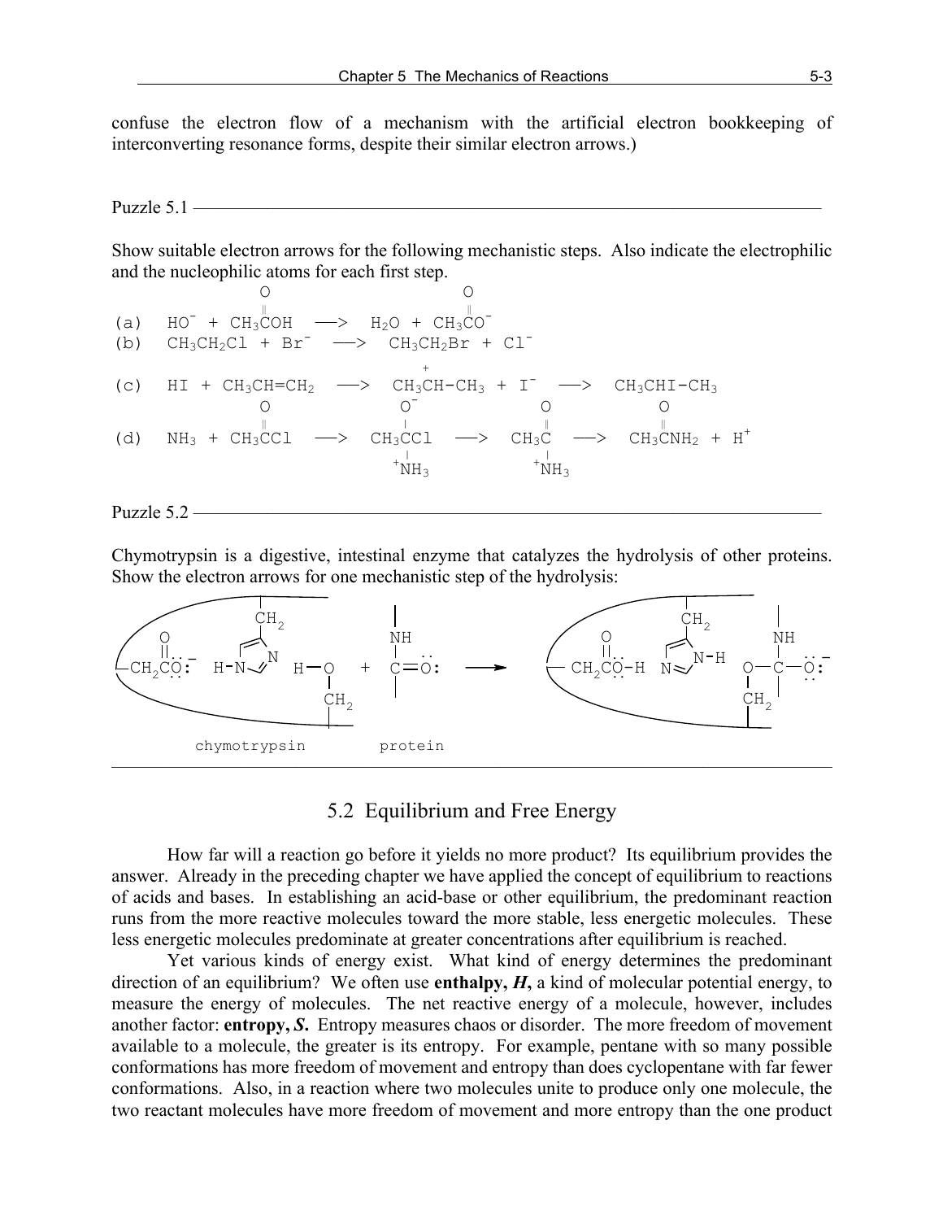confuse the electron flow of a mechanism with the artificial electron bookkeeping of interconverting resonance forms, despite their similar electron arrows.)

Puzzle 5.1

Show suitable electron arrows for the following mechanistic steps. Also indicate the electrophilic and the nucleophilic atoms for each first step.

(a) $HO^- + CH_3C(=O)OH \longrightarrow H_2O + CH_3C(=O)O^-$

(b) $CH_3CH_2Cl + Br^- \longrightarrow CH_3CH_2Br + Cl^-$

(c) $HI + CH_3CH{=}CH_2 \longrightarrow CH_3\overset{+}{C}H{-}CH_3 + I^- \longrightarrow CH_3CHI{-}CH_3$

(d) $NH_3 + CH_3C(=O)Cl \longrightarrow CH_3C(O^-)(Cl)(^+NH_3) \longrightarrow CH_3C(=O)(^+NH_3) \longrightarrow CH_3C(=O)NH_2 + H^+$

Puzzle 5.2

Chymotrypsin is a digestive, intestinal enzyme that catalyzes the hydrolysis of other proteins. Show the electron arrows for one mechanistic step of the hydrolysis:

chymotrypsin: $-CH_2CO_2^-$ (carboxylate), imidazole N–H, and $H{-}O{-}CH_2$ (serine) + protein: $-NH-C(=O)-$ $\longrightarrow$ $-CH_2CO{-}OH$, imidazole with N–H, $O{-}C(NH)(O^-)$ tetrahedral intermediate bonded to $CH_2$

chymotrypsin protein

## 5.2 Equilibrium and Free Energy

How far will a reaction go before it yields no more product? Its equilibrium provides the answer. Already in the preceding chapter we have applied the concept of equilibrium to reactions of acids and bases. In establishing an acid-base or other equilibrium, the predominant reaction runs from the more reactive molecules toward the more stable, less energetic molecules. These less energetic molecules predominate at greater concentrations after equilibrium is reached.

Yet various kinds of energy exist. What kind of energy determines the predominant direction of an equilibrium? We often use **enthalpy, *H*,** a kind of molecular potential energy, to measure the energy of molecules. The net reactive energy of a molecule, however, includes another factor: **entropy, *S*.** Entropy measures chaos or disorder. The more freedom of movement available to a molecule, the greater is its entropy. For example, pentane with so many possible conformations has more freedom of movement and entropy than does cyclopentane with far fewer conformations. Also, in a reaction where two molecules unite to produce only one molecule, the two reactant molecules have more freedom of movement and more entropy than the one product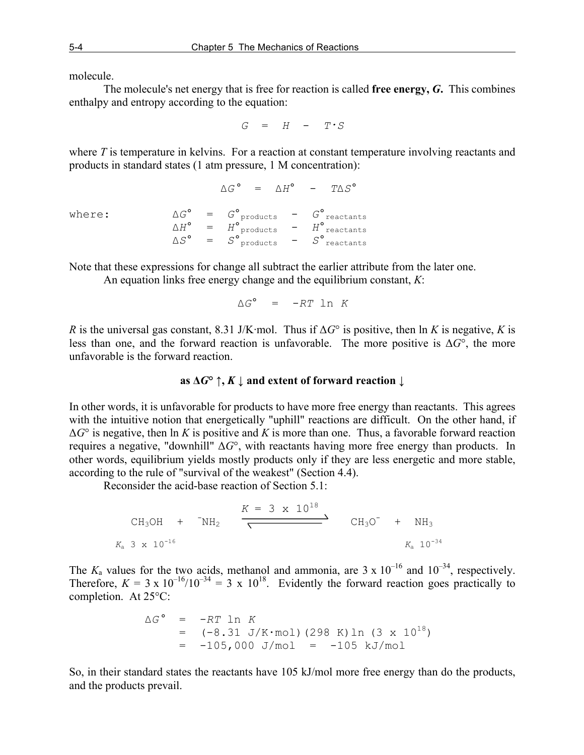molecule.

The molecule's net energy that is free for reaction is called **free energy, *G*.** This combines enthalpy and entropy according to the equation:

$$G = H - T \cdot S$$

where *T* is temperature in kelvins. For a reaction at constant temperature involving reactants and products in standard states (1 atm pressure, 1 M concentration):

$$\Delta G° = \Delta H° - T\Delta S°$$

where:

$$\Delta G° = G°_{products} - G°_{reactants}$$
$$\Delta H° = H°_{products} - H°_{reactants}$$
$$\Delta S° = S°_{products} - S°_{reactants}$$

Note that these expressions for change all subtract the earlier attribute from the later one.

An equation links free energy change and the equilibrium constant, *K*:

$$\Delta G° = -RT \ln K$$

*R* is the universal gas constant, 8.31 J/K·mol. Thus if $\Delta G°$ is positive, then ln *K* is negative, *K* is less than one, and the forward reaction is unfavorable. The more positive is $\Delta G°$, the more unfavorable is the forward reaction.

**as $\Delta G°$ ↑, *K* ↓ and extent of forward reaction ↓**

In other words, it is unfavorable for products to have more free energy than reactants. This agrees with the intuitive notion that energetically "uphill" reactions are difficult. On the other hand, if $\Delta G°$ is negative, then ln *K* is positive and *K* is more than one. Thus, a favorable forward reaction requires a negative, "downhill" $\Delta G°$, with reactants having more free energy than products. In other words, equilibrium yields mostly products only if they are less energetic and more stable, according to the rule of "survival of the weakest" (Section 4.4).

Reconsider the acid-base reaction of Section 5.1:

$$\underset{K_a\ 3 \times 10^{-16}}{CH_3OH} + {}^{-}NH_2 \underset{}{\overset{K\ =\ 3 \times 10^{18}}{\rightleftharpoons}} CH_3O^{-} + \underset{K_a\ 10^{-34}}{NH_3}$$

The $K_a$ values for the two acids, methanol and ammonia, are $3 \times 10^{-16}$ and $10^{-34}$, respectively. Therefore, $K = 3 \times 10^{-16}/10^{-34} = 3 \times 10^{18}$. Evidently the forward reaction goes practically to completion. At 25°C:

$$\begin{aligned}
\Delta G° &= -RT \ln K \\
&= (-8.31\ \text{J/K·mol})(298\ \text{K}) \ln (3 \times 10^{18}) \\
&= -105{,}000\ \text{J/mol} = -105\ \text{kJ/mol}
\end{aligned}$$

So, in their standard states the reactants have 105 kJ/mol more free energy than do the products, and the products prevail.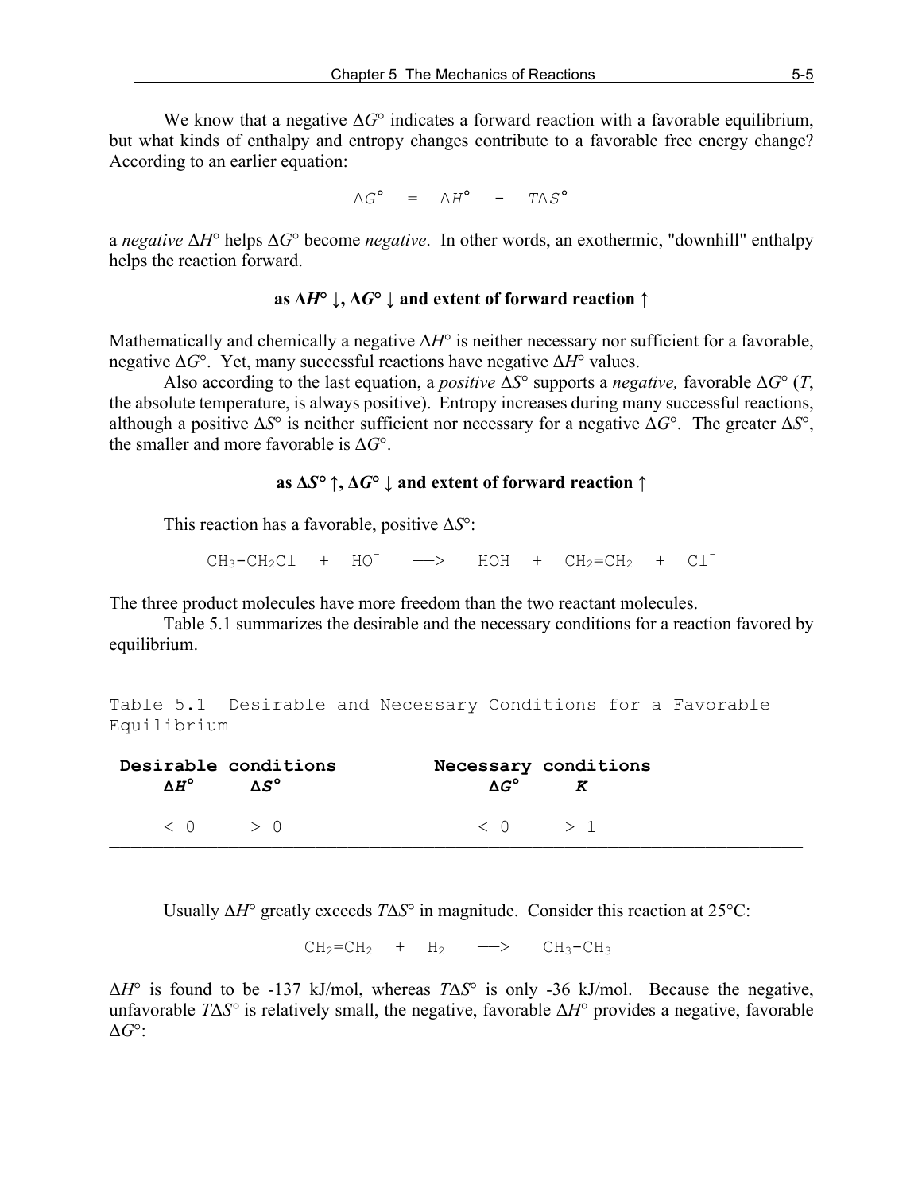We know that a negative $\Delta G°$ indicates a forward reaction with a favorable equilibrium, but what kinds of enthalpy and entropy changes contribute to a favorable free energy change? According to an earlier equation:

$$\Delta G° = \Delta H° - T\Delta S°$$

a *negative* $\Delta H°$ helps $\Delta G°$ become *negative*. In other words, an exothermic, "downhill" enthalpy helps the reaction forward.

**as $\Delta H°$ ↓, $\Delta G°$ ↓ and extent of forward reaction ↑**

Mathematically and chemically a negative $\Delta H°$ is neither necessary nor sufficient for a favorable, negative $\Delta G°$. Yet, many successful reactions have negative $\Delta H°$ values.

Also according to the last equation, a *positive* $\Delta S°$ supports a *negative,* favorable $\Delta G°$ ($T$, the absolute temperature, is always positive). Entropy increases during many successful reactions, although a positive $\Delta S°$ is neither sufficient nor necessary for a negative $\Delta G°$. The greater $\Delta S°$, the smaller and more favorable is $\Delta G°$.

**as $\Delta S°$ ↑, $\Delta G°$ ↓ and extent of forward reaction ↑**

This reaction has a favorable, positive $\Delta S°$:

$$CH_3\text{-}CH_2Cl \quad + \quad HO^- \quad \longrightarrow \quad HOH \quad + \quad CH_2{=}CH_2 \quad + \quad Cl^-$$

The three product molecules have more freedom than the two reactant molecules.

Table 5.1 summarizes the desirable and the necessary conditions for a reaction favored by equilibrium.

Table 5.1 Desirable and Necessary Conditions for a Favorable Equilibrium

| Desirable conditions | | Necessary conditions | |
|---|---|---|---|
| $\Delta H°$ | $\Delta S°$ | $\Delta G°$ | $K$ |
| < 0 | > 0 | < 0 | > 1 |

Usually $\Delta H°$ greatly exceeds $T\Delta S°$ in magnitude. Consider this reaction at 25°C:

$$CH_2{=}CH_2 \quad + \quad H_2 \quad \longrightarrow \quad CH_3\text{-}CH_3$$

$\Delta H°$ is found to be -137 kJ/mol, whereas $T\Delta S°$ is only -36 kJ/mol. Because the negative, unfavorable $T\Delta S°$ is relatively small, the negative, favorable $\Delta H°$ provides a negative, favorable $\Delta G°$: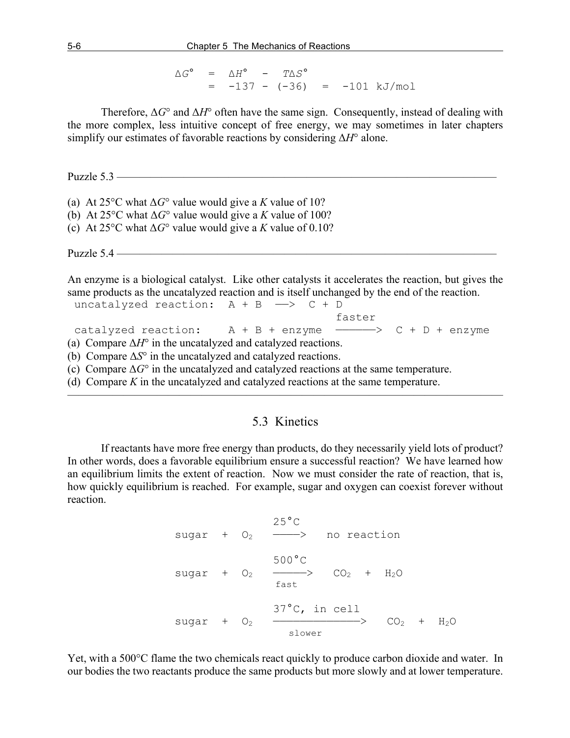$$\Delta G° = \Delta H° - T\Delta S°$$
$$= -137 - (-36) = -101 \text{ kJ/mol}$$

Therefore, $\Delta G°$ and $\Delta H°$ often have the same sign. Consequently, instead of dealing with the more complex, less intuitive concept of free energy, we may sometimes in later chapters simplify our estimates of favorable reactions by considering $\Delta H°$ alone.

---

Puzzle 5.3

(a) At 25°C what $\Delta G°$ value would give a $K$ value of 10?
(b) At 25°C what $\Delta G°$ value would give a $K$ value of 100?
(c) At 25°C what $\Delta G°$ value would give a $K$ value of 0.10?

Puzzle 5.4

An enzyme is a biological catalyst. Like other catalysts it accelerates the reaction, but gives the same products as the uncatalyzed reaction and is itself unchanged by the end of the reaction.

uncatalyzed reaction: A + B $\longrightarrow$ C + D

catalyzed reaction: A + B + enzyme $\xrightarrow{\text{faster}}$ C + D + enzyme

(a) Compare $\Delta H°$ in the uncatalyzed and catalyzed reactions.
(b) Compare $\Delta S°$ in the uncatalyzed and catalyzed reactions.
(c) Compare $\Delta G°$ in the uncatalyzed and catalyzed reactions at the same temperature.
(d) Compare $K$ in the uncatalyzed and catalyzed reactions at the same temperature.

---

## 5.3 Kinetics

If reactants have more free energy than products, do they necessarily yield lots of product? In other words, does a favorable equilibrium ensure a successful reaction? We have learned how an equilibrium limits the extent of reaction. Now we must consider the rate of reaction, that is, how quickly equilibrium is reached. For example, sugar and oxygen can coexist forever without reaction.

$$\text{sugar} + O_2 \xrightarrow{25°C} \text{no reaction}$$

$$\text{sugar} + O_2 \xrightarrow[\text{fast}]{500°C} CO_2 + H_2O$$

$$\text{sugar} + O_2 \xrightarrow[\text{slower}]{37°C\text{, in cell}} CO_2 + H_2O$$

Yet, with a 500°C flame the two chemicals react quickly to produce carbon dioxide and water. In our bodies the two reactants produce the same products but more slowly and at lower temperature.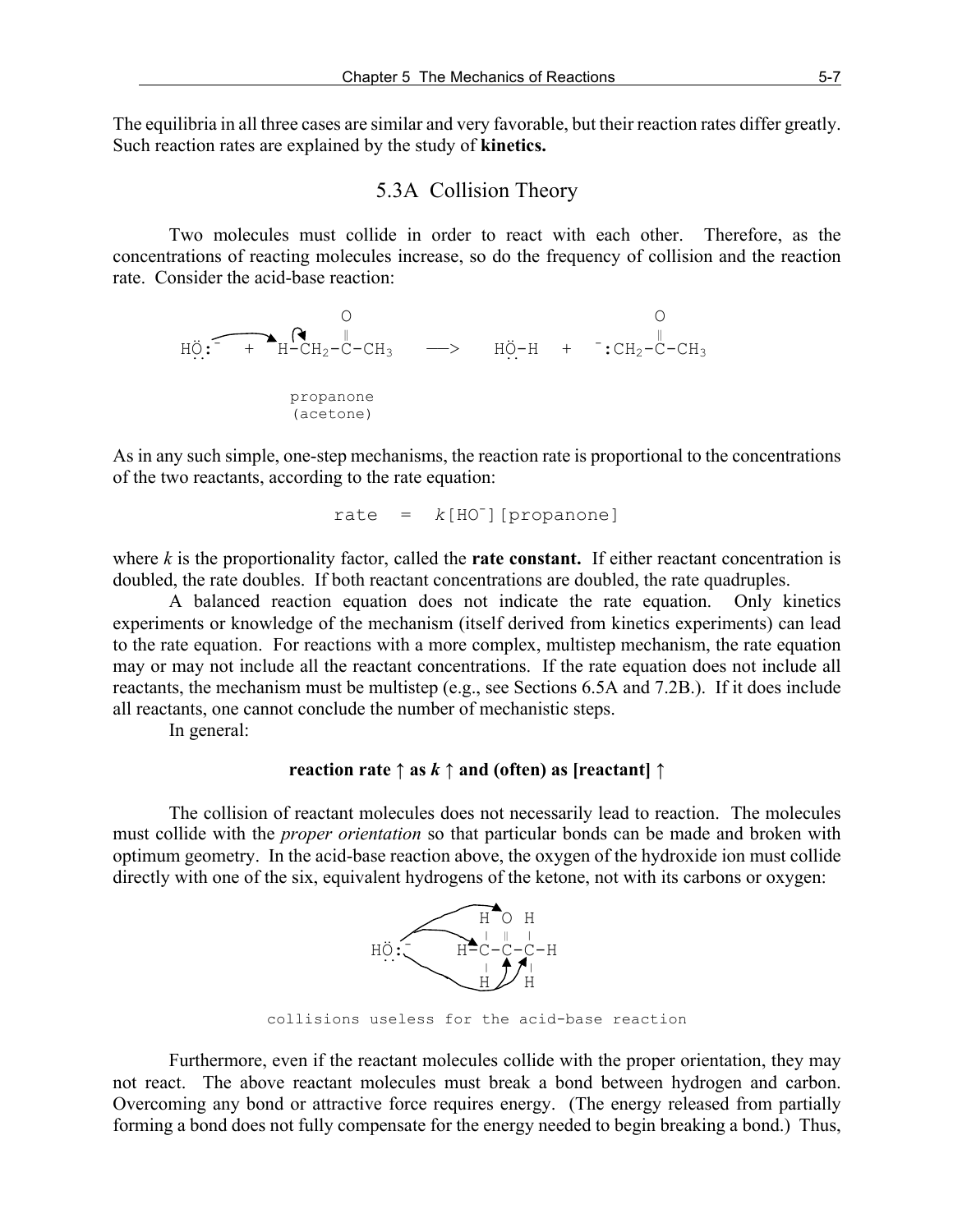The equilibria in all three cases are similar and very favorable, but their reaction rates differ greatly. Such reaction rates are explained by the study of **kinetics.**

## 5.3A Collision Theory

Two molecules must collide in order to react with each other. Therefore, as the concentrations of reacting molecules increase, so do the frequency of collision and the reaction rate. Consider the acid-base reaction:

```
                         O                              O
                         ‖                              ‖
HÖ:⁻   +   H-CH2-C-CH3    —>    HÖ-H   +   ⁻:CH2-C-CH3

           propanone
           (acetone)
```

As in any such simple, one-step mechanisms, the reaction rate is proportional to the concentrations of the two reactants, according to the rate equation:

$$\text{rate} = k[\text{HO}^-][\text{propanone}]$$

where $k$ is the proportionality factor, called the **rate constant.** If either reactant concentration is doubled, the rate doubles. If both reactant concentrations are doubled, the rate quadruples.

A balanced reaction equation does not indicate the rate equation. Only kinetics experiments or knowledge of the mechanism (itself derived from kinetics experiments) can lead to the rate equation. For reactions with a more complex, multistep mechanism, the rate equation may or may not include all the reactant concentrations. If the rate equation does not include all reactants, the mechanism must be multistep (e.g., see Sections 6.5A and 7.2B.). If it does include all reactants, one cannot conclude the number of mechanistic steps.

In general:

**reaction rate ↑ as $k$ ↑ and (often) as [reactant] ↑**

The collision of reactant molecules does not necessarily lead to reaction. The molecules must collide with the *proper orientation* so that particular bonds can be made and broken with optimum geometry. In the acid-base reaction above, the oxygen of the hydroxide ion must collide directly with one of the six, equivalent hydrogens of the ketone, not with its carbons or oxygen:

```
            H  O  H
            |  ‖  |
HÖ:⁻     H-C--C--C-H
            |     |
            H     H
```

collisions useless for the acid-base reaction

Furthermore, even if the reactant molecules collide with the proper orientation, they may not react. The above reactant molecules must break a bond between hydrogen and carbon. Overcoming any bond or attractive force requires energy. (The energy released from partially forming a bond does not fully compensate for the energy needed to begin breaking a bond.) Thus,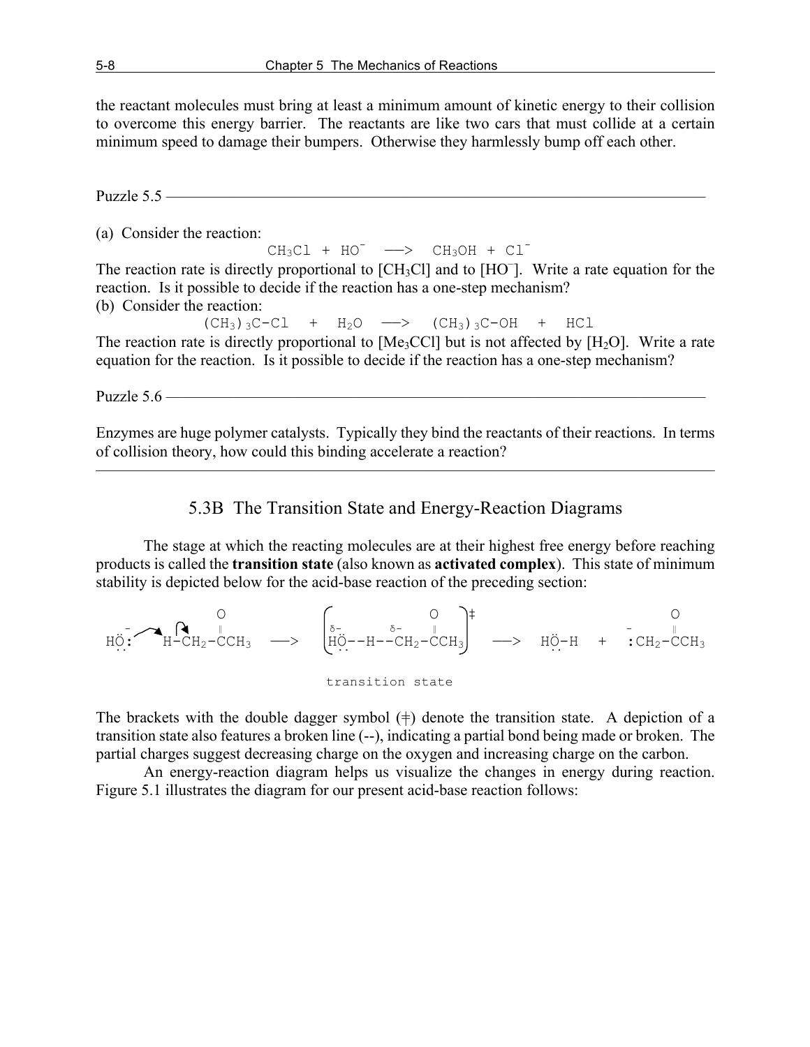the reactant molecules must bring at least a minimum amount of kinetic energy to their collision to overcome this energy barrier. The reactants are like two cars that must collide at a certain minimum speed to damage their bumpers. Otherwise they harmlessly bump off each other.

---

Puzzle 5.5

(a) Consider the reaction:

$$CH_3Cl + HO^- \longrightarrow CH_3OH + Cl^-$$

The reaction rate is directly proportional to $[CH_3Cl]$ and to $[HO^-]$. Write a rate equation for the reaction. Is it possible to decide if the reaction has a one-step mechanism?

(b) Consider the reaction:

$$(CH_3)_3C\text{-}Cl + H_2O \longrightarrow (CH_3)_3C\text{-}OH + HCl$$

The reaction rate is directly proportional to $[Me_3CCl]$ but is not affected by $[H_2O]$. Write a rate equation for the reaction. Is it possible to decide if the reaction has a one-step mechanism?

Puzzle 5.6

Enzymes are huge polymer catalysts. Typically they bind the reactants of their reactions. In terms of collision theory, how could this binding accelerate a reaction?

---

## 5.3B The Transition State and Energy-Reaction Diagrams

The stage at which the reacting molecules are at their highest free energy before reaching products is called the **transition state** (also known as **activated complex**). This state of minimum stability is depicted below for the acid-base reaction of the preceding section:

$$HO^- + H\text{-}CH_2\text{-}C(=O)CH_3 \longrightarrow \left[ \overset{\delta-}{HO}\text{--}H\text{--}\overset{\delta-}{CH_2}\text{-}C(=O)CH_3 \right]^{\ddagger} \longrightarrow HO\text{-}H + {}^{-}\!:CH_2\text{-}C(=O)CH_3$$

transition state

The brackets with the double dagger symbol (‡) denote the transition state. A depiction of a transition state also features a broken line (--), indicating a partial bond being made or broken. The partial charges suggest decreasing charge on the oxygen and increasing charge on the carbon.

An energy-reaction diagram helps us visualize the changes in energy during reaction. Figure 5.1 illustrates the diagram for our present acid-base reaction follows: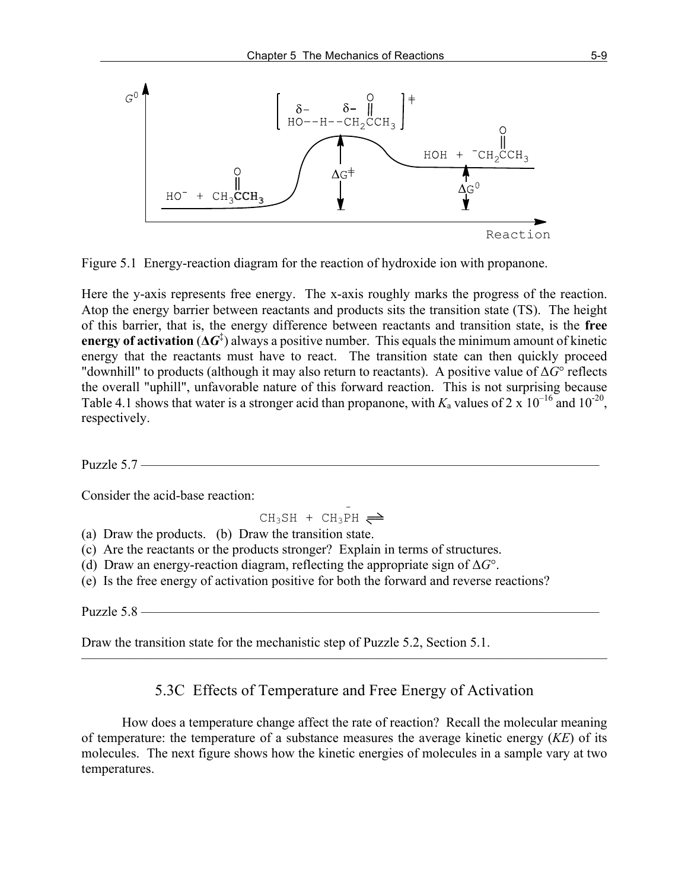Figure 5.1 Energy-reaction diagram for the reaction of hydroxide ion with propanone.

Here the y-axis represents free energy. The x-axis roughly marks the progress of the reaction. Atop the energy barrier between reactants and products sits the transition state (TS). The height of this barrier, that is, the energy difference between reactants and transition state, is the **free energy of activation** (**$\Delta G^{\ddagger}$**) always a positive number. This equals the minimum amount of kinetic energy that the reactants must have to react. The transition state can then quickly proceed "downhill" to products (although it may also return to reactants). A positive value of $\Delta G°$ reflects the overall "uphill", unfavorable nature of this forward reaction. This is not surprising because Table 4.1 shows that water is a stronger acid than propanone, with $K_a$ values of $2 \times 10^{-16}$ and $10^{-20}$, respectively.

---

Puzzle 5.7

Consider the acid-base reaction:

$$CH_3SH + CH_3PH^- \rightleftharpoons$$

(a) Draw the products. (b) Draw the transition state.
(c) Are the reactants or the products stronger? Explain in terms of structures.
(d) Draw an energy-reaction diagram, reflecting the appropriate sign of $\Delta G°$.
(e) Is the free energy of activation positive for both the forward and reverse reactions?

Puzzle 5.8

Draw the transition state for the mechanistic step of Puzzle 5.2, Section 5.1.

---

## 5.3C Effects of Temperature and Free Energy of Activation

How does a temperature change affect the rate of reaction? Recall the molecular meaning of temperature: the temperature of a substance measures the average kinetic energy (*KE*) of its molecules. The next figure shows how the kinetic energies of molecules in a sample vary at two temperatures.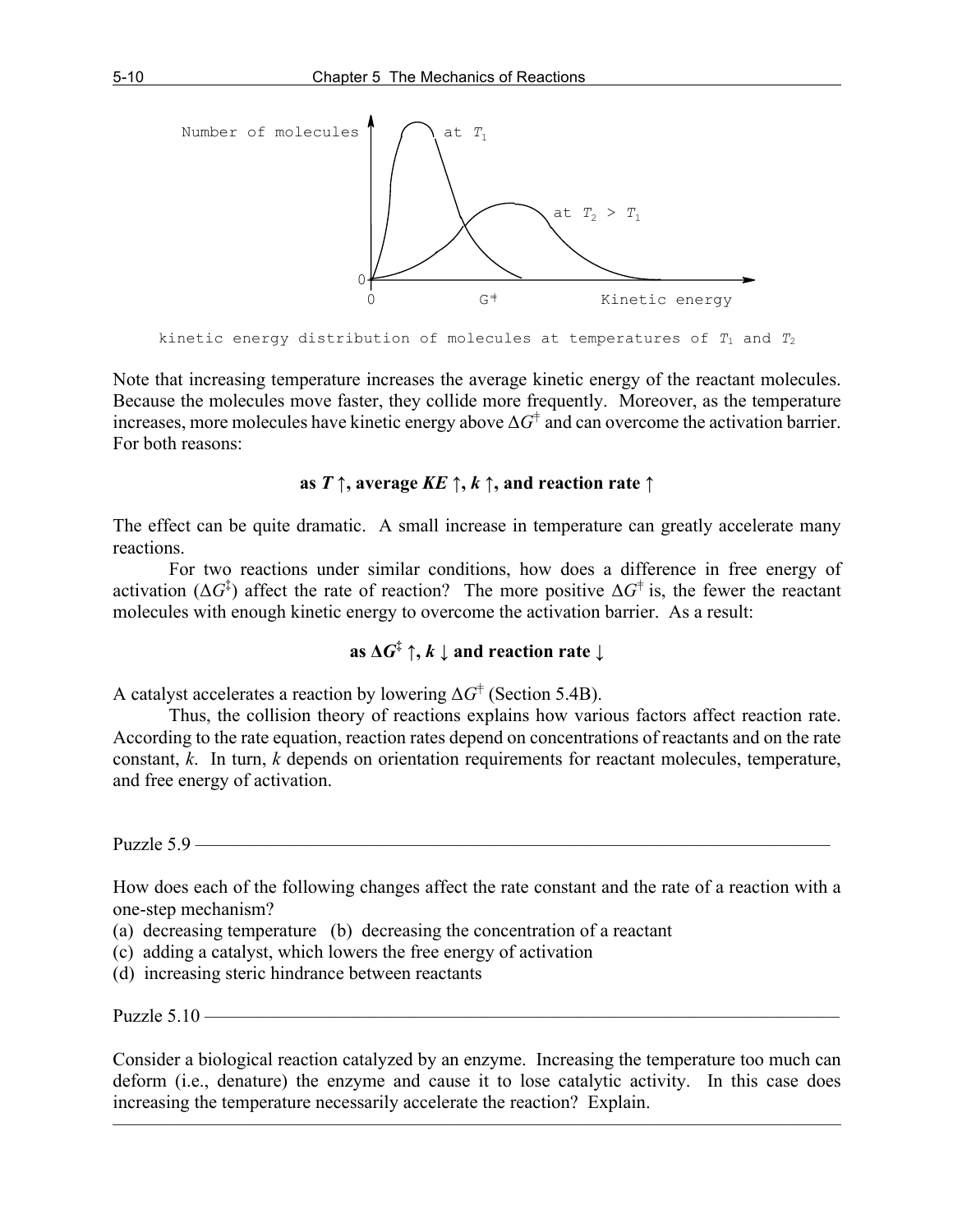Number of molecules

at $T_1$

at $T_2 > T_1$

0

0 $G^{\ddagger}$ Kinetic energy

kinetic energy distribution of molecules at temperatures of $T_1$ and $T_2$

Note that increasing temperature increases the average kinetic energy of the reactant molecules. Because the molecules move faster, they collide more frequently. Moreover, as the temperature increases, more molecules have kinetic energy above $\Delta G^{\ddagger}$ and can overcome the activation barrier. For both reasons:

**as $T\uparrow$, average $KE\uparrow$, $k\uparrow$, and reaction rate $\uparrow$**

The effect can be quite dramatic. A small increase in temperature can greatly accelerate many reactions.

For two reactions under similar conditions, how does a difference in free energy of activation ($\Delta G^{\ddagger}$) affect the rate of reaction? The more positive $\Delta G^{\ddagger}$ is, the fewer the reactant molecules with enough kinetic energy to overcome the activation barrier. As a result:

**as $\Delta G^{\ddagger}\uparrow$, $k\downarrow$ and reaction rate $\downarrow$**

A catalyst accelerates a reaction by lowering $\Delta G^{\ddagger}$ (Section 5.4B).

Thus, the collision theory of reactions explains how various factors affect reaction rate. According to the rate equation, reaction rates depend on concentrations of reactants and on the rate constant, $k$. In turn, $k$ depends on orientation requirements for reactant molecules, temperature, and free energy of activation.

---

Puzzle 5.9

How does each of the following changes affect the rate constant and the rate of a reaction with a one-step mechanism?

(a) decreasing temperature (b) decreasing the concentration of a reactant
(c) adding a catalyst, which lowers the free energy of activation
(d) increasing steric hindrance between reactants

---

Puzzle 5.10

Consider a biological reaction catalyzed by an enzyme. Increasing the temperature too much can deform (i.e., denature) the enzyme and cause it to lose catalytic activity. In this case does increasing the temperature necessarily accelerate the reaction? Explain.

---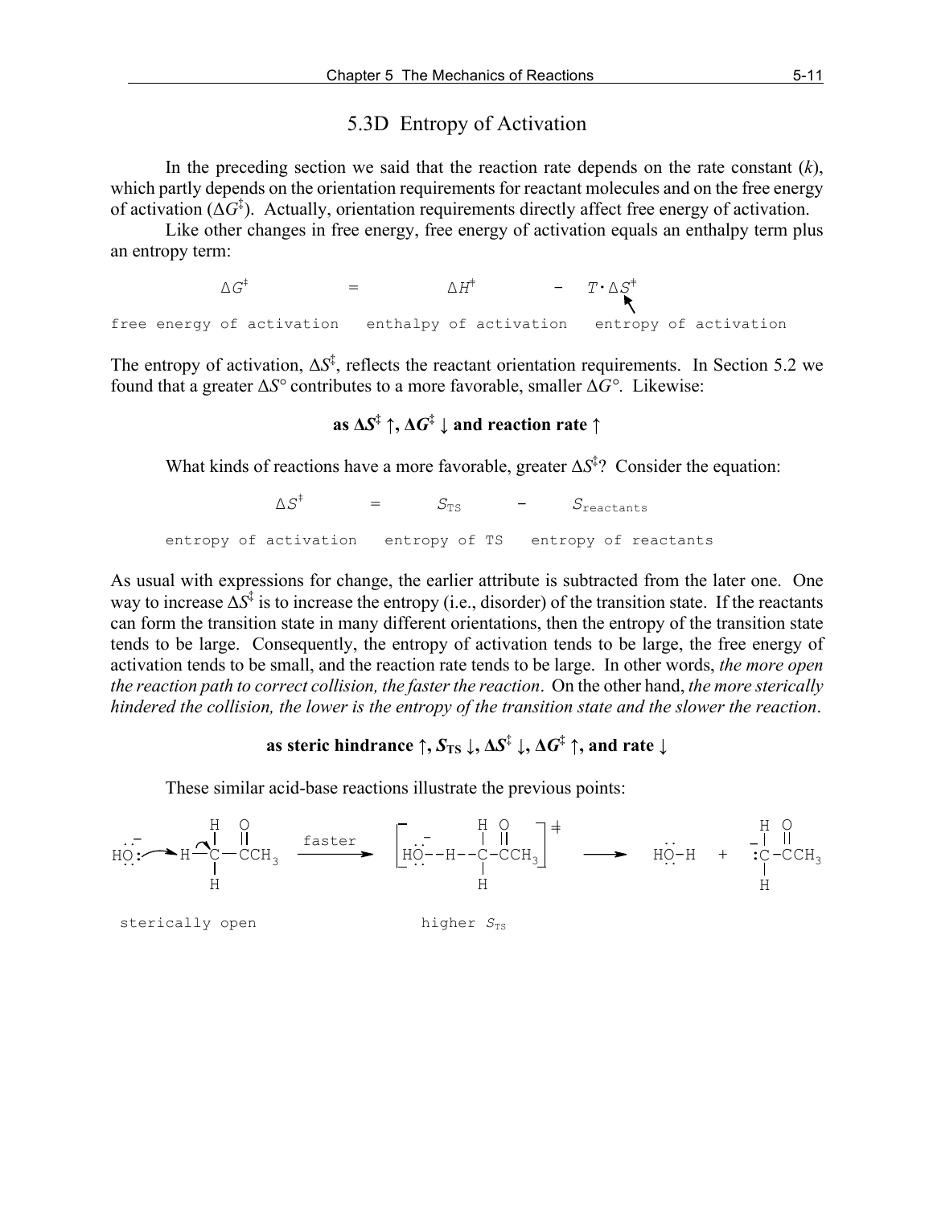## 5.3D Entropy of Activation

In the preceding section we said that the reaction rate depends on the rate constant ($k$), which partly depends on the orientation requirements for reactant molecules and on the free energy of activation ($\Delta G^{\ddagger}$). Actually, orientation requirements directly affect free energy of activation.

Like other changes in free energy, free energy of activation equals an enthalpy term plus an entropy term:

$$\Delta G^{\ddagger} = \Delta H^{\ddagger} - T \cdot \Delta S^{\ddagger}$$

free energy of activation — enthalpy of activation — entropy of activation

The entropy of activation, $\Delta S^{\ddagger}$, reflects the reactant orientation requirements. In Section 5.2 we found that a greater $\Delta S°$ contributes to a more favorable, smaller $\Delta G°$. Likewise:

**as $\Delta S^{\ddagger}$ ↑, $\Delta G^{\ddagger}$ ↓ and reaction rate ↑**

What kinds of reactions have a more favorable, greater $\Delta S^{\ddagger}$? Consider the equation:

$$\Delta S^{\ddagger} = S_{TS} - S_{reactants}$$

entropy of activation — entropy of TS — entropy of reactants

As usual with expressions for change, the earlier attribute is subtracted from the later one. One way to increase $\Delta S^{\ddagger}$ is to increase the entropy (i.e., disorder) of the transition state. If the reactants can form the transition state in many different orientations, then the entropy of the transition state tends to be large. Consequently, the entropy of activation tends to be large, the free energy of activation tends to be small, and the reaction rate tends to be large. In other words, *the more open the reaction path to correct collision, the faster the reaction*. On the other hand, *the more sterically hindered the collision, the lower is the entropy of the transition state and the slower the reaction*.

**as steric hindrance ↑, $S_{TS}$ ↓, $\Delta S^{\ddagger}$ ↓, $\Delta G^{\ddagger}$ ↑, and rate ↓**

These similar acid-base reactions illustrate the previous points:

$$HO^{-} + H\text{–}CH_2\text{–}C(=O)CH_3 \xrightarrow{\text{faster}} \left[HO^{-}\text{- -}H\text{- -}CH_2\text{–}C(=O)CH_3\right]^{\ddagger} \longrightarrow HO\text{–}H + {}^{-}:CH_2\text{–}C(=O)CH_3$$

sterically open — higher $S_{TS}$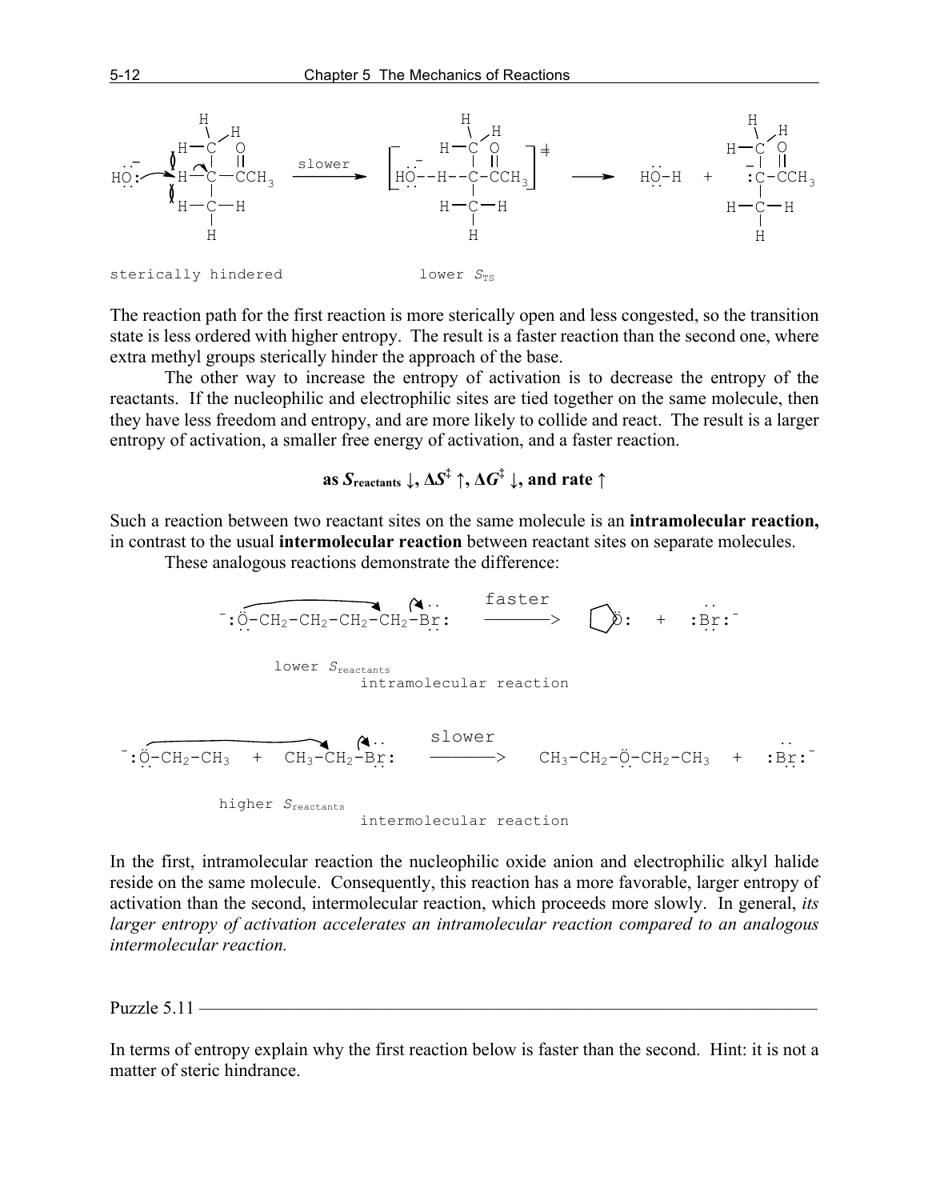The reaction path for the first reaction is more sterically open and less congested, so the transition state is less ordered with higher entropy. The result is a faster reaction than the second one, where extra methyl groups sterically hinder the approach of the base.

The other way to increase the entropy of activation is to decrease the entropy of the reactants. If the nucleophilic and electrophilic sites are tied together on the same molecule, then they have less freedom and entropy, and are more likely to collide and react. The result is a larger entropy of activation, a smaller free energy of activation, and a faster reaction.

**as $S_{reactants}$ ↓, $\Delta S^{\ddagger}$ ↑, $\Delta G^{\ddagger}$ ↓, and rate ↑**

Such a reaction between two reactant sites on the same molecule is an **intramolecular reaction,** in contrast to the usual **intermolecular reaction** between reactant sites on separate molecules.

These analogous reactions demonstrate the difference:

In the first, intramolecular reaction the nucleophilic oxide anion and electrophilic alkyl halide reside on the same molecule. Consequently, this reaction has a more favorable, larger entropy of activation than the second, intermolecular reaction, which proceeds more slowly. In general, *its larger entropy of activation accelerates an intramolecular reaction compared to an analogous intermolecular reaction.*

Puzzle 5.11

In terms of entropy explain why the first reaction below is faster than the second. Hint: it is not a matter of steric hindrance.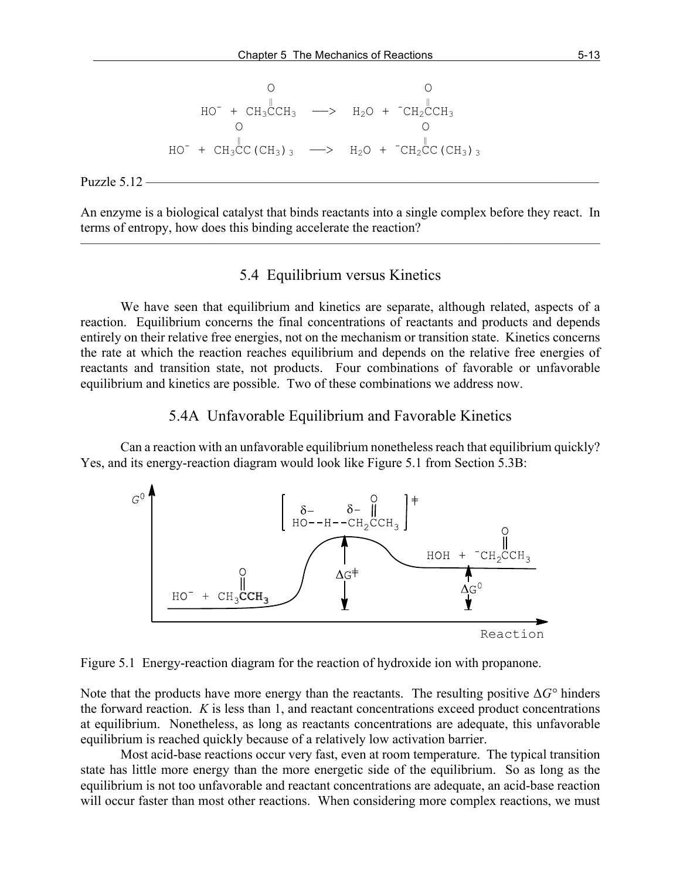$$HO^- + CH_3\overset{O}{\overset{\|}{C}}CH_3 \longrightarrow H_2O + {}^-CH_2\overset{O}{\overset{\|}{C}}CH_3$$

$$HO^- + CH_3\overset{O}{\overset{\|}{C}}C(CH_3)_3 \longrightarrow H_2O + {}^-CH_2\overset{O}{\overset{\|}{C}}C(CH_3)_3$$

Puzzle 5.12 ———————————————————————————————————

An enzyme is a biological catalyst that binds reactants into a single complex before they react. In terms of entropy, how does this binding accelerate the reaction?

———————————————————————————————————————————

## 5.4 Equilibrium versus Kinetics

We have seen that equilibrium and kinetics are separate, although related, aspects of a reaction. Equilibrium concerns the final concentrations of reactants and products and depends entirely on their relative free energies, not on the mechanism or transition state. Kinetics concerns the rate at which the reaction reaches equilibrium and depends on the relative free energies of reactants and transition state, not products. Four combinations of favorable or unfavorable equilibrium and kinetics are possible. Two of these combinations we address now.

### 5.4A Unfavorable Equilibrium and Favorable Kinetics

Can a reaction with an unfavorable equilibrium nonetheless reach that equilibrium quickly? Yes, and its energy-reaction diagram would look like Figure 5.1 from Section 5.3B:

Figure 5.1 Energy-reaction diagram for the reaction of hydroxide ion with propanone.

Note that the products have more energy than the reactants. The resulting positive $\Delta G°$ hinders the forward reaction. $K$ is less than 1, and reactant concentrations exceed product concentrations at equilibrium. Nonetheless, as long as reactants concentrations are adequate, this unfavorable equilibrium is reached quickly because of a relatively low activation barrier.

Most acid-base reactions occur very fast, even at room temperature. The typical transition state has little more energy than the more energetic side of the equilibrium. So as long as the equilibrium is not too unfavorable and reactant concentrations are adequate, an acid-base reaction will occur faster than most other reactions. When considering more complex reactions, we must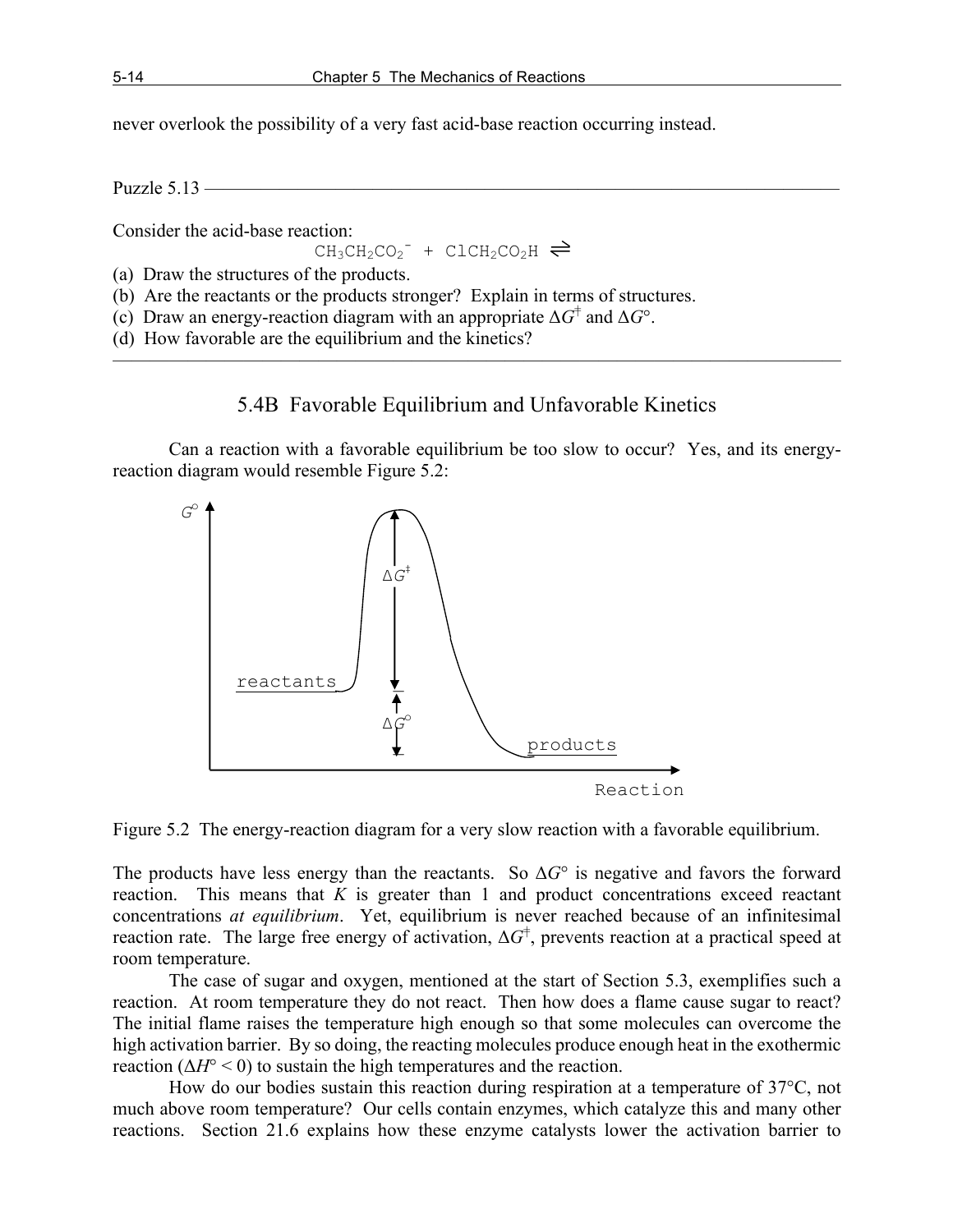never overlook the possibility of a very fast acid-base reaction occurring instead.

Puzzle 5.13 ———————————————————————————————————

Consider the acid-base reaction:

$$CH_3CH_2CO_2^- + ClCH_2CO_2H \rightleftharpoons$$

(a) Draw the structures of the products.
(b) Are the reactants or the products stronger? Explain in terms of structures.
(c) Draw an energy-reaction diagram with an appropriate $\Delta G^\ddagger$ and $\Delta G°$.
(d) How favorable are the equilibrium and the kinetics?

———————————————————————————————————————

## 5.4B Favorable Equilibrium and Unfavorable Kinetics

Can a reaction with a favorable equilibrium be too slow to occur? Yes, and its energy-reaction diagram would resemble Figure 5.2:

Figure 5.2 The energy-reaction diagram for a very slow reaction with a favorable equilibrium.

The products have less energy than the reactants. So $\Delta G°$ is negative and favors the forward reaction. This means that $K$ is greater than 1 and product concentrations exceed reactant concentrations *at equilibrium*. Yet, equilibrium is never reached because of an infinitesimal reaction rate. The large free energy of activation, $\Delta G^\ddagger$, prevents reaction at a practical speed at room temperature.

The case of sugar and oxygen, mentioned at the start of Section 5.3, exemplifies such a reaction. At room temperature they do not react. Then how does a flame cause sugar to react? The initial flame raises the temperature high enough so that some molecules can overcome the high activation barrier. By so doing, the reacting molecules produce enough heat in the exothermic reaction ($\Delta H° < 0$) to sustain the high temperatures and the reaction.

How do our bodies sustain this reaction during respiration at a temperature of 37°C, not much above room temperature? Our cells contain enzymes, which catalyze this and many other reactions. Section 21.6 explains how these enzyme catalysts lower the activation barrier to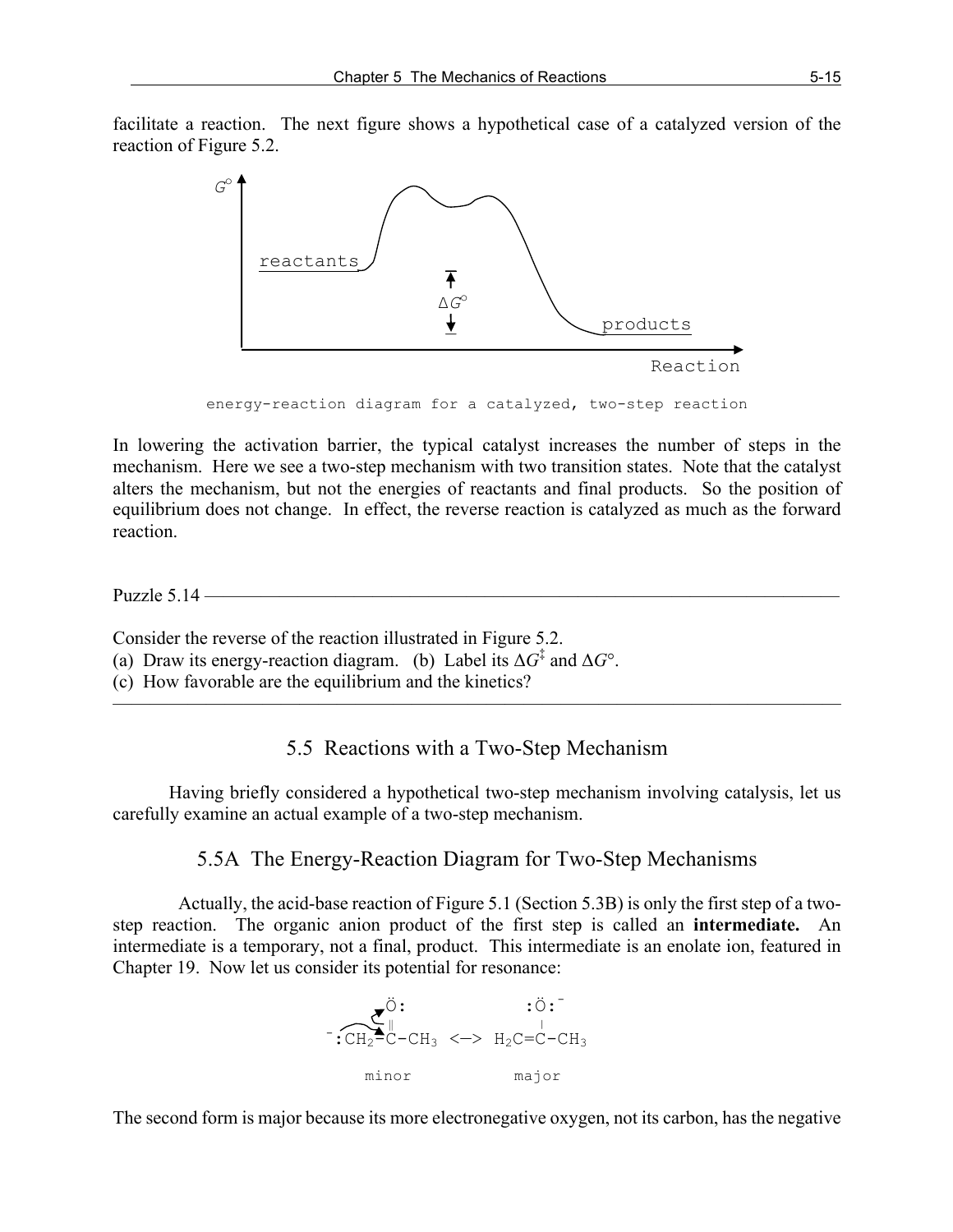facilitate a reaction. The next figure shows a hypothetical case of a catalyzed version of the reaction of Figure 5.2.

energy-reaction diagram for a catalyzed, two-step reaction

In lowering the activation barrier, the typical catalyst increases the number of steps in the mechanism. Here we see a two-step mechanism with two transition states. Note that the catalyst alters the mechanism, but not the energies of reactants and final products. So the position of equilibrium does not change. In effect, the reverse reaction is catalyzed as much as the forward reaction.

---

Puzzle 5.14

Consider the reverse of the reaction illustrated in Figure 5.2.
(a) Draw its energy-reaction diagram. (b) Label its $\Delta G^{\ddagger}$ and $\Delta G°$.
(c) How favorable are the equilibrium and the kinetics?

---

## 5.5 Reactions with a Two-Step Mechanism

Having briefly considered a hypothetical two-step mechanism involving catalysis, let us carefully examine an actual example of a two-step mechanism.

### 5.5A The Energy-Reaction Diagram for Two-Step Mechanisms

Actually, the acid-base reaction of Figure 5.1 (Section 5.3B) is only the first step of a two-step reaction. The organic anion product of the first step is called an **intermediate.** An intermediate is a temporary, not a final, product. This intermediate is an enolate ion, featured in Chapter 19. Now let us consider its potential for resonance:

$^{-}$:$CH_2$–C(=Ö:)–$CH_3$ <—> $H_2C$=C(–:Ö:$^{-}$)–$CH_3$

minor major

The second form is major because its more electronegative oxygen, not its carbon, has the negative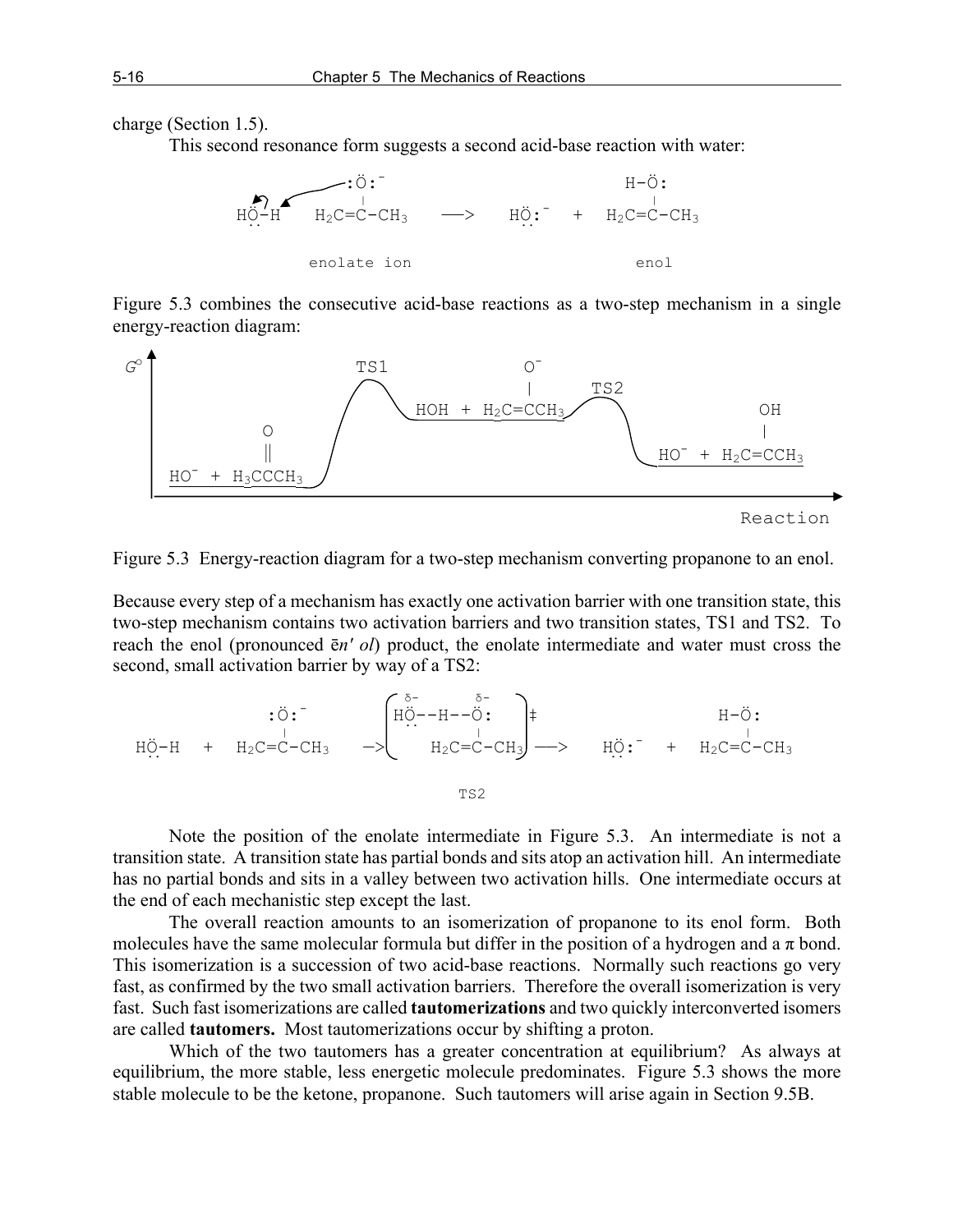charge (Section 1.5).

This second resonance form suggests a second acid-base reaction with water:

```
                  :Ö:⁻                                 H-Ö:
                   |                                    |
HÖ-H    H2C=C-CH3      —>    HÖ:⁻   +   H2C=C-CH3

        enolate ion                       enol
```

Figure 5.3 combines the consecutive acid-base reactions as a two-step mechanism in a single energy-reaction diagram:

```
G°              TS1              O⁻
                                 |       TS2
                        HOH + H2C=CCH3                       OH
         O                                                   |
         ‖                                   HO⁻ + H2C=CCH3
HO⁻ + H3CCCH3
                                                          Reaction
```

Figure 5.3 Energy-reaction diagram for a two-step mechanism converting propanone to an enol.

Because every step of a mechanism has exactly one activation barrier with one transition state, this two-step mechanism contains two activation barriers and two transition states, TS1 and TS2. To reach the enol (pronounced ēn′ *ol*) product, the enolate intermediate and water must cross the second, small activation barrier by way of a TS2:

```
                                δ-        δ-
              :Ö:⁻          ( HÖ--H--Ö:      )‡                   H-Ö:
               |            (        |       )                     |
HÖ-H  +  H2C=C-CH3    —>    (  H2C=C-CH3     ) —>   HÖ:⁻   +   H2C=C-CH3

                                  TS2
```

Note the position of the enolate intermediate in Figure 5.3. An intermediate is not a transition state. A transition state has partial bonds and sits atop an activation hill. An intermediate has no partial bonds and sits in a valley between two activation hills. One intermediate occurs at the end of each mechanistic step except the last.

The overall reaction amounts to an isomerization of propanone to its enol form. Both molecules have the same molecular formula but differ in the position of a hydrogen and a π bond. This isomerization is a succession of two acid-base reactions. Normally such reactions go very fast, as confirmed by the two small activation barriers. Therefore the overall isomerization is very fast. Such fast isomerizations are called **tautomerizations** and two quickly interconverted isomers are called **tautomers.** Most tautomerizations occur by shifting a proton.

Which of the two tautomers has a greater concentration at equilibrium? As always at equilibrium, the more stable, less energetic molecule predominates. Figure 5.3 shows the more stable molecule to be the ketone, propanone. Such tautomers will arise again in Section 9.5B.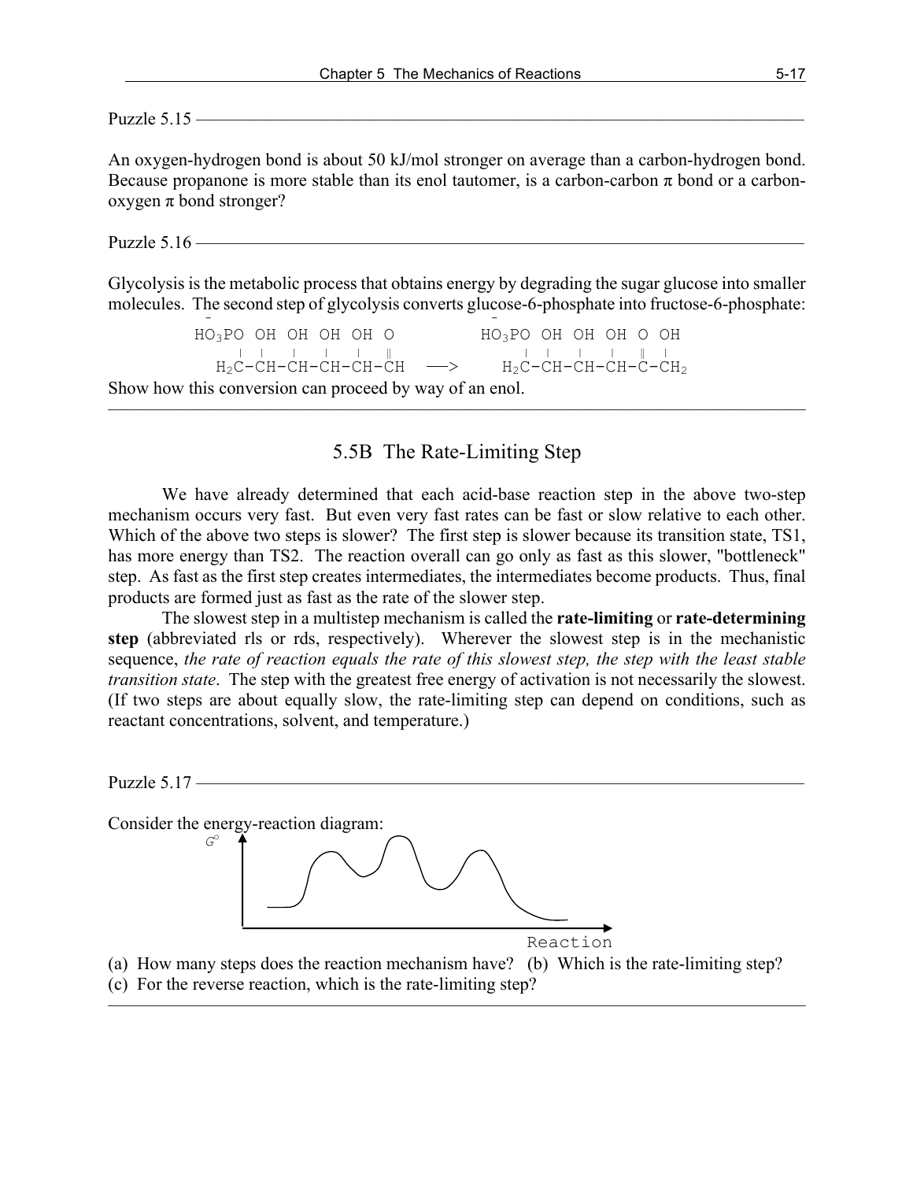Puzzle 5.15

An oxygen-hydrogen bond is about 50 kJ/mol stronger on average than a carbon-hydrogen bond. Because propanone is more stable than its enol tautomer, is a carbon-carbon π bond or a carbon-oxygen π bond stronger?

Puzzle 5.16

Glycolysis is the metabolic process that obtains energy by degrading the sugar glucose into smaller molecules. The second step of glycolysis converts glucose-6-phosphate into fructose-6-phosphate:

```
  ⁻                                        ⁻
HO3PO  OH  OH  OH  OH  O            HO3PO  OH  OH  OH  O   OH
  |    |   |   |   |   ‖              |    |   |   |   ‖   |
 H2C-CH-CH-CH-CH-CH      —>          H2C-CH-CH-CH-C-CH2
```

Show how this conversion can proceed by way of an enol.

## 5.5B The Rate-Limiting Step

We have already determined that each acid-base reaction step in the above two-step mechanism occurs very fast. But even very fast rates can be fast or slow relative to each other. Which of the above two steps is slower? The first step is slower because its transition state, TS1, has more energy than TS2. The reaction overall can go only as fast as this slower, "bottleneck" step. As fast as the first step creates intermediates, the intermediates become products. Thus, final products are formed just as fast as the rate of the slower step.

The slowest step in a multistep mechanism is called the **rate-limiting** or **rate-determining step** (abbreviated rls or rds, respectively). Wherever the slowest step is in the mechanistic sequence, *the rate of reaction equals the rate of this slowest step, the step with the least stable transition state*. The step with the greatest free energy of activation is not necessarily the slowest. (If two steps are about equally slow, the rate-limiting step can depend on conditions, such as reactant concentrations, solvent, and temperature.)

Puzzle 5.17

Consider the energy-reaction diagram:

(a) How many steps does the reaction mechanism have? (b) Which is the rate-limiting step?
(c) For the reverse reaction, which is the rate-limiting step?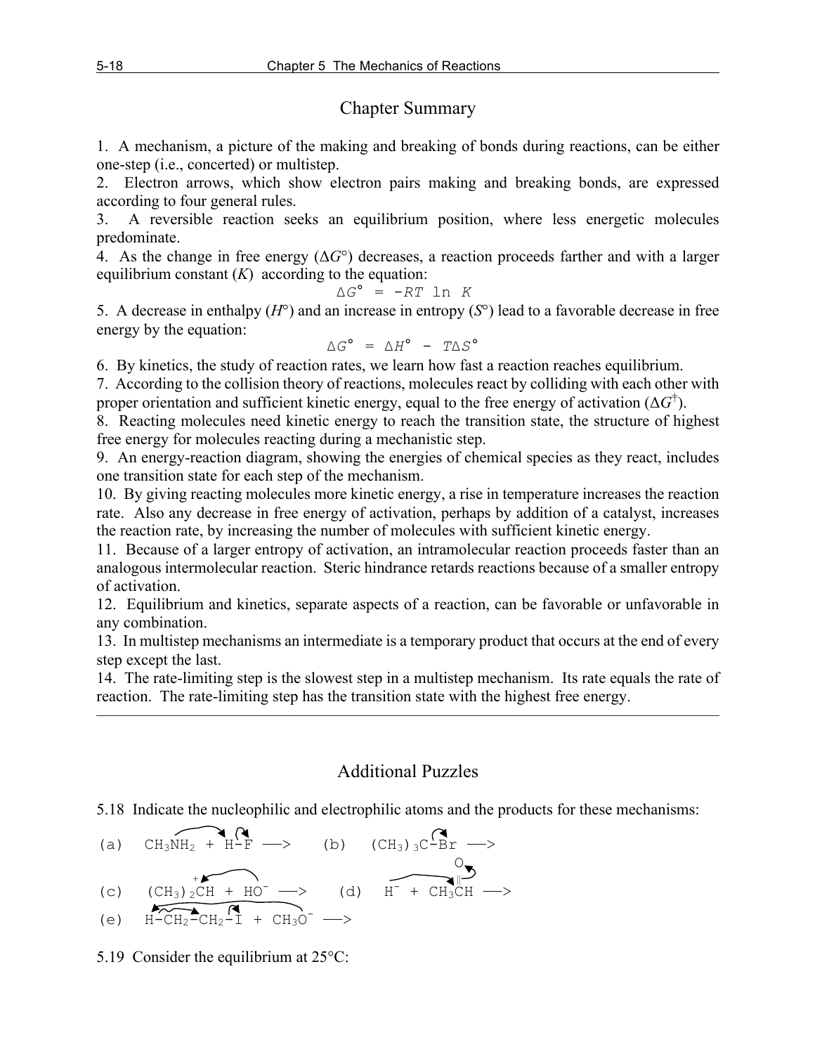## Chapter Summary

1. A mechanism, a picture of the making and breaking of bonds during reactions, can be either one-step (i.e., concerted) or multistep.
2. Electron arrows, which show electron pairs making and breaking bonds, are expressed according to four general rules.
3. A reversible reaction seeks an equilibrium position, where less energetic molecules predominate.
4. As the change in free energy ($\Delta G°$) decreases, a reaction proceeds farther and with a larger equilibrium constant ($K$) according to the equation:

$$\Delta G° = -RT \ln K$$

5. A decrease in enthalpy ($H°$) and an increase in entropy ($S°$) lead to a favorable decrease in free energy by the equation:

$$\Delta G° = \Delta H° - T\Delta S°$$

6. By kinetics, the study of reaction rates, we learn how fast a reaction reaches equilibrium.
7. According to the collision theory of reactions, molecules react by colliding with each other with proper orientation and sufficient kinetic energy, equal to the free energy of activation ($\Delta G^{\ddagger}$).
8. Reacting molecules need kinetic energy to reach the transition state, the structure of highest free energy for molecules reacting during a mechanistic step.
9. An energy-reaction diagram, showing the energies of chemical species as they react, includes one transition state for each step of the mechanism.
10. By giving reacting molecules more kinetic energy, a rise in temperature increases the reaction rate. Also any decrease in free energy of activation, perhaps by addition of a catalyst, increases the reaction rate, by increasing the number of molecules with sufficient kinetic energy.
11. Because of a larger entropy of activation, an intramolecular reaction proceeds faster than an analogous intermolecular reaction. Steric hindrance retards reactions because of a smaller entropy of activation.
12. Equilibrium and kinetics, separate aspects of a reaction, can be favorable or unfavorable in any combination.
13. In multistep mechanisms an intermediate is a temporary product that occurs at the end of every step except the last.
14. The rate-limiting step is the slowest step in a multistep mechanism. Its rate equals the rate of reaction. The rate-limiting step has the transition state with the highest free energy.

---

## Additional Puzzles

5.18 Indicate the nucleophilic and electrophilic atoms and the products for these mechanisms:

(a) $CH_3NH_2$ + H–F ⟶  (b) $(CH_3)_3C$–Br ⟶

(c) $(CH_3)_2\overset{+}{C}H$ + $HO^-$ ⟶  (d) $H^-$ + $CH_3CH$=O ⟶

(e) H–$CH_2$–$CH_2$–I + $CH_3O^-$ ⟶

5.19 Consider the equilibrium at 25°C: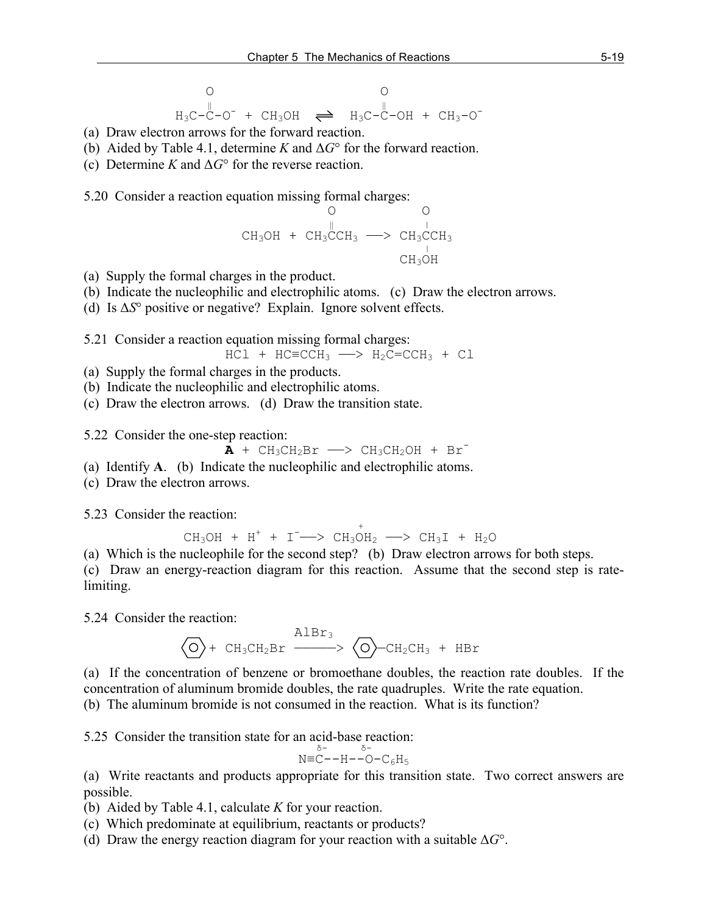$$H_3C\text{-}\overset{\overset{\displaystyle O}{\|}}{C}\text{-}O^- + CH_3OH \rightleftharpoons H_3C\text{-}\overset{\overset{\displaystyle O}{\|}}{C}\text{-}OH + CH_3\text{-}O^-$$

(a) Draw electron arrows for the forward reaction.
(b) Aided by Table 4.1, determine *K* and $\Delta G°$ for the forward reaction.
(c) Determine *K* and $\Delta G°$ for the reverse reaction.

5.20 Consider a reaction equation missing formal charges:

$$CH_3OH + CH_3\overset{\overset{\displaystyle O}{\|}}{C}CH_3 \longrightarrow CH_3\overset{\overset{\displaystyle O}{|}}{\underset{\underset{\displaystyle CH_3OH}{|}}{C}}CH_3$$

(a) Supply the formal charges in the product.
(b) Indicate the nucleophilic and electrophilic atoms. (c) Draw the electron arrows.
(d) Is $\Delta S°$ positive or negative? Explain. Ignore solvent effects.

5.21 Consider a reaction equation missing formal charges:

$$HCl + HC{\equiv}CCH_3 \longrightarrow H_2C{=}CCH_3 + Cl$$

(a) Supply the formal charges in the products.
(b) Indicate the nucleophilic and electrophilic atoms.
(c) Draw the electron arrows. (d) Draw the transition state.

5.22 Consider the one-step reaction:

$$\mathbf{A} + CH_3CH_2Br \longrightarrow CH_3CH_2OH + Br^-$$

(a) Identify **A**. (b) Indicate the nucleophilic and electrophilic atoms.
(c) Draw the electron arrows.

5.23 Consider the reaction:

$$CH_3OH + H^+ + I^- \longrightarrow CH_3\overset{+}{O}H_2 \longrightarrow CH_3I + H_2O$$

(a) Which is the nucleophile for the second step? (b) Draw electron arrows for both steps.
(c) Draw an energy-reaction diagram for this reaction. Assume that the second step is rate-limiting.

5.24 Consider the reaction:

$$C_6H_6 + CH_3CH_2Br \xrightarrow{AlBr_3} C_6H_5\text{-}CH_2CH_3 + HBr$$

(a) If the concentration of benzene or bromoethane doubles, the reaction rate doubles. If the concentration of aluminum bromide doubles, the rate quadruples. Write the rate equation.
(b) The aluminum bromide is not consumed in the reaction. What is its function?

5.25 Consider the transition state for an acid-base reaction:

$$N{\equiv}\overset{\delta-}{C}\text{--}H\text{--}\overset{\delta-}{O}\text{-}C_6H_5$$

(a) Write reactants and products appropriate for this transition state. Two correct answers are possible.
(b) Aided by Table 4.1, calculate *K* for your reaction.
(c) Which predominate at equilibrium, reactants or products?
(d) Draw the energy reaction diagram for your reaction with a suitable $\Delta G°$.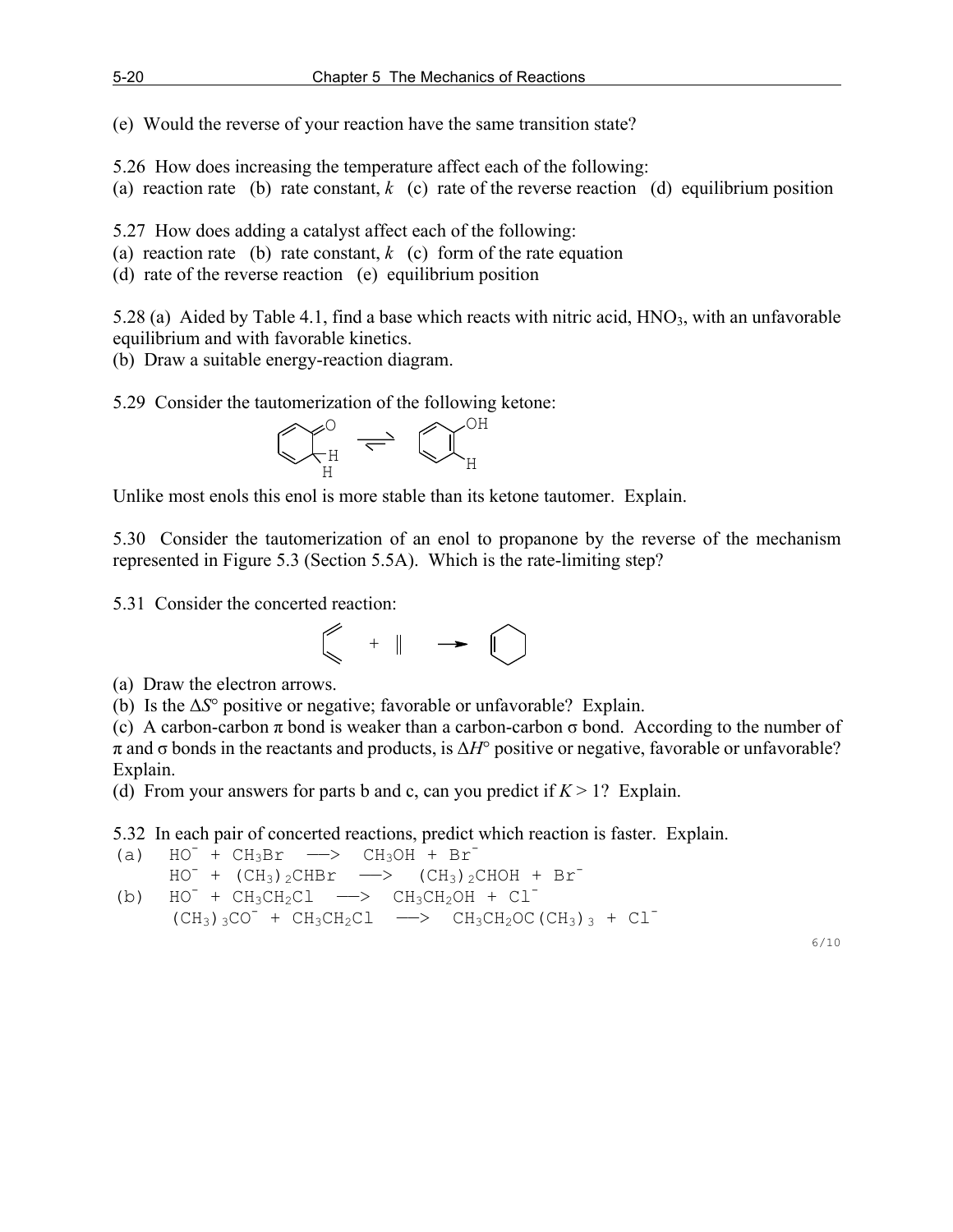(e) Would the reverse of your reaction have the same transition state?

5.26 How does increasing the temperature affect each of the following:
(a) reaction rate (b) rate constant, $k$ (c) rate of the reverse reaction (d) equilibrium position

5.27 How does adding a catalyst affect each of the following:
(a) reaction rate (b) rate constant, $k$ (c) form of the rate equation
(d) rate of the reverse reaction (e) equilibrium position

5.28 (a) Aided by Table 4.1, find a base which reacts with nitric acid, $HNO_3$, with an unfavorable equilibrium and with favorable kinetics.
(b) Draw a suitable energy-reaction diagram.

5.29 Consider the tautomerization of the following ketone:

Unlike most enols this enol is more stable than its ketone tautomer. Explain.

5.30 Consider the tautomerization of an enol to propanone by the reverse of the mechanism represented in Figure 5.3 (Section 5.5A). Which is the rate-limiting step?

5.31 Consider the concerted reaction:

(a) Draw the electron arrows.
(b) Is the $\Delta S°$ positive or negative; favorable or unfavorable? Explain.
(c) A carbon-carbon $\pi$ bond is weaker than a carbon-carbon $\sigma$ bond. According to the number of $\pi$ and $\sigma$ bonds in the reactants and products, is $\Delta H°$ positive or negative, favorable or unfavorable? Explain.
(d) From your answers for parts b and c, can you predict if $K > 1$? Explain.

5.32 In each pair of concerted reactions, predict which reaction is faster. Explain.

(a) $HO^- + CH_3Br \longrightarrow CH_3OH + Br^-$
$HO^- + (CH_3)_2CHBr \longrightarrow (CH_3)_2CHOH + Br^-$

(b) $HO^- + CH_3CH_2Cl \longrightarrow CH_3CH_2OH + Cl^-$
$(CH_3)_3CO^- + CH_3CH_2Cl \longrightarrow CH_3CH_2OC(CH_3)_3 + Cl^-$